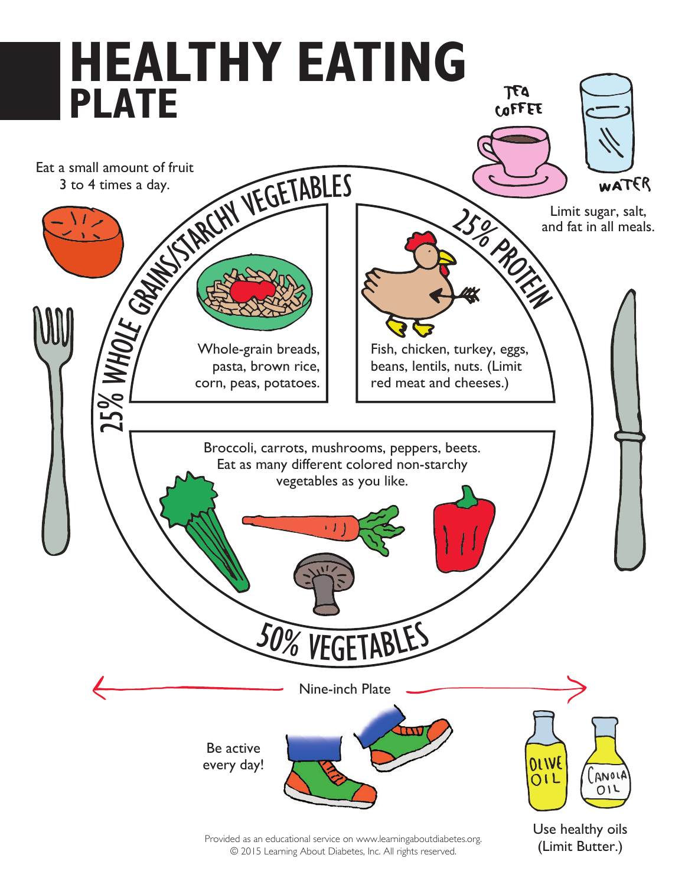# HEALTHY EATING PLATE

Eat a small amount of fruit 3 to 4 times a day.

TEA
COFFEE

WATER

Limit sugar, salt, and fat in all meals.

## 25% WHOLE GRAINS/STARCHY VEGETABLES

Whole-grain breads, pasta, brown rice, corn, peas, potatoes.

## 25% PROTEIN

Fish, chicken, turkey, eggs, beans, lentils, nuts. (Limit red meat and cheeses.)

## 50% VEGETABLES

Broccoli, carrots, mushrooms, peppers, beets. Eat as many different colored non-starchy vegetables as you like.

Nine-inch Plate

Be active every day!

OLIVE OIL

CANOLA OIL

Use healthy oils (Limit Butter.)

Provided as an educational service on www.learningaboutdiabetes.org.
© 2015 Learning About Diabetes, Inc. All rights reserved.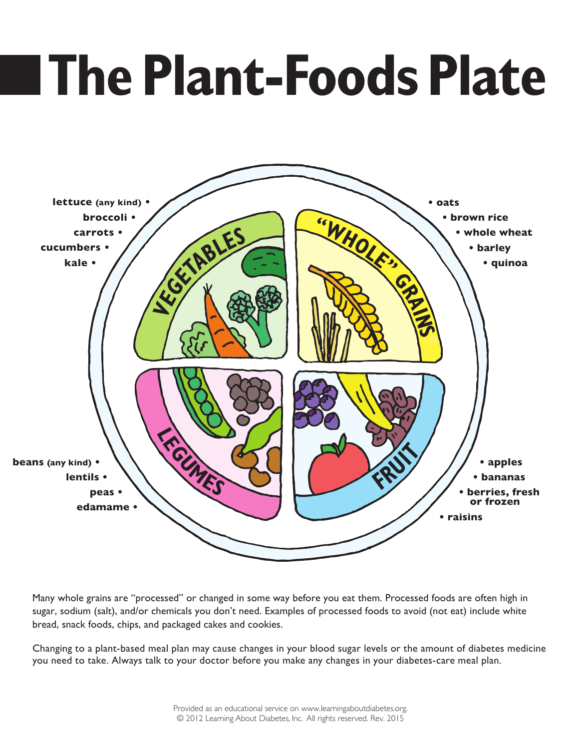# The Plant-Foods Plate

VEGETABLES

- lettuce (any kind)
- broccoli
- carrots
- cucumbers
- kale

"WHOLE" GRAINS

- oats
- brown rice
- whole wheat
- barley
- quinoa

LEGUMES

- beans (any kind)
- lentils
- peas
- edamame

FRUIT

- apples
- bananas
- berries, fresh or frozen
- raisins

Many whole grains are "processed" or changed in some way before you eat them. Processed foods are often high in sugar, sodium (salt), and/or chemicals you don't need. Examples of processed foods to avoid (not eat) include white bread, snack foods, chips, and packaged cakes and cookies.

Changing to a plant-based meal plan may cause changes in your blood sugar levels or the amount of diabetes medicine you need to take. Always talk to your doctor before you make any changes in your diabetes-care meal plan.

Provided as an educational service on www.learningaboutdiabetes.org.
© 2012 Learning About Diabetes, Inc. All rights reserved. Rev. 2015